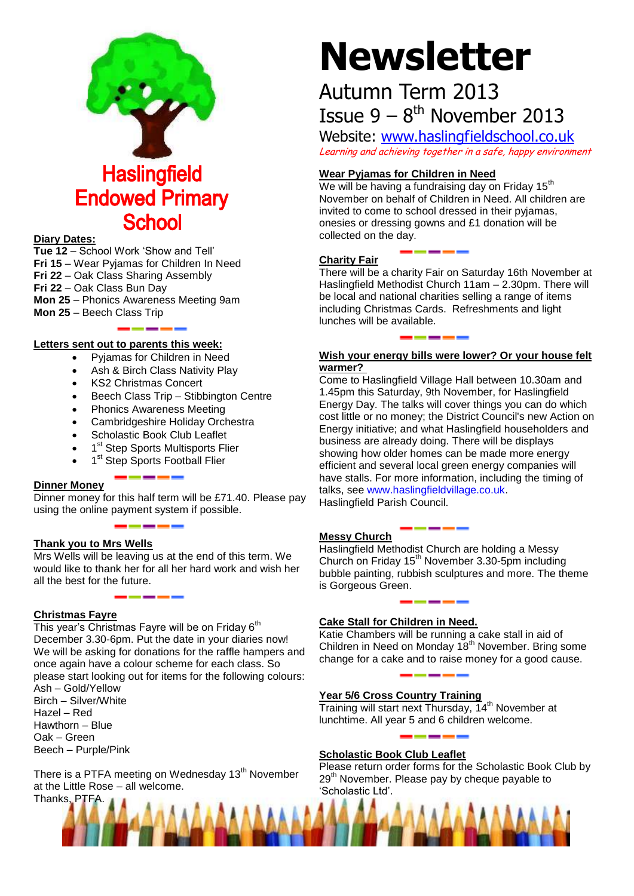# Haslingfield Endowed Primary School

# Newsletter

## Autumn Term 2013

## Issue 9 – 8th November 2013

Website: www.haslingfieldschool.co.uk

*Learning and achieving together in a safe, happy environment*

**Diary Dates:**

**Tue 12** – School Work 'Show and Tell'
**Fri 15** – Wear Pyjamas for Children In Need
**Fri 22** – Oak Class Sharing Assembly
**Fri 22** – Oak Class Bun Day
**Mon 25** – Phonics Awareness Meeting 9am
**Mon 25** – Beech Class Trip

**Letters sent out to parents this week:**

- Pyjamas for Children in Need
- Ash & Birch Class Nativity Play
- KS2 Christmas Concert
- Beech Class Trip – Stibbington Centre
- Phonics Awareness Meeting
- Cambridgeshire Holiday Orchestra
- Scholastic Book Club Leaflet
- 1st Step Sports Multisports Flier
- 1st Step Sports Football Flier

**Dinner Money**

Dinner money for this half term will be £71.40. Please pay using the online payment system if possible.

**Thank you to Mrs Wells**

Mrs Wells will be leaving us at the end of this term. We would like to thank her for all her hard work and wish her all the best for the future.

**Christmas Fayre**

This year's Christmas Fayre will be on Friday 6th December 3.30-6pm. Put the date in your diaries now! We will be asking for donations for the raffle hampers and once again have a colour scheme for each class. So please start looking out for items for the following colours:
Ash – Gold/Yellow
Birch – Silver/White
Hazel – Red
Hawthorn – Blue
Oak – Green
Beech – Purple/Pink

There is a PTFA meeting on Wednesday 13th November at the Little Rose – all welcome.
Thanks, PTFA.

**Wear Pyjamas for Children in Need**

We will be having a fundraising day on Friday 15th November on behalf of Children in Need. All children are invited to come to school dressed in their pyjamas, onesies or dressing gowns and £1 donation will be collected on the day.

**Charity Fair**

There will be a charity Fair on Saturday 16th November at Haslingfield Methodist Church 11am – 2.30pm. There will be local and national charities selling a range of items including Christmas Cards. Refreshments and light lunches will be available.

**Wish your energy bills were lower? Or your house felt warmer?**

Come to Haslingfield Village Hall between 10.30am and 1.45pm this Saturday, 9th November, for Haslingfield Energy Day. The talks will cover things you can do which cost little or no money; the District Council's new Action on Energy initiative; and what Haslingfield householders and business are already doing. There will be displays showing how older homes can be made more energy efficient and several local green energy companies will have stalls. For more information, including the timing of talks, see www.haslingfieldvillage.co.uk.
Haslingfield Parish Council.

**Messy Church**

Haslingfield Methodist Church are holding a Messy Church on Friday 15th November 3.30-5pm including bubble painting, rubbish sculptures and more. The theme is Gorgeous Green.

**Cake Stall for Children in Need.**

Katie Chambers will be running a cake stall in aid of Children in Need on Monday 18th November. Bring some change for a cake and to raise money for a good cause.

**Year 5/6 Cross Country Training**

Training will start next Thursday, 14th November at lunchtime. All year 5 and 6 children welcome.

**Scholastic Book Club Leaflet**

Please return order forms for the Scholastic Book Club by 29th November. Please pay by cheque payable to 'Scholastic Ltd'.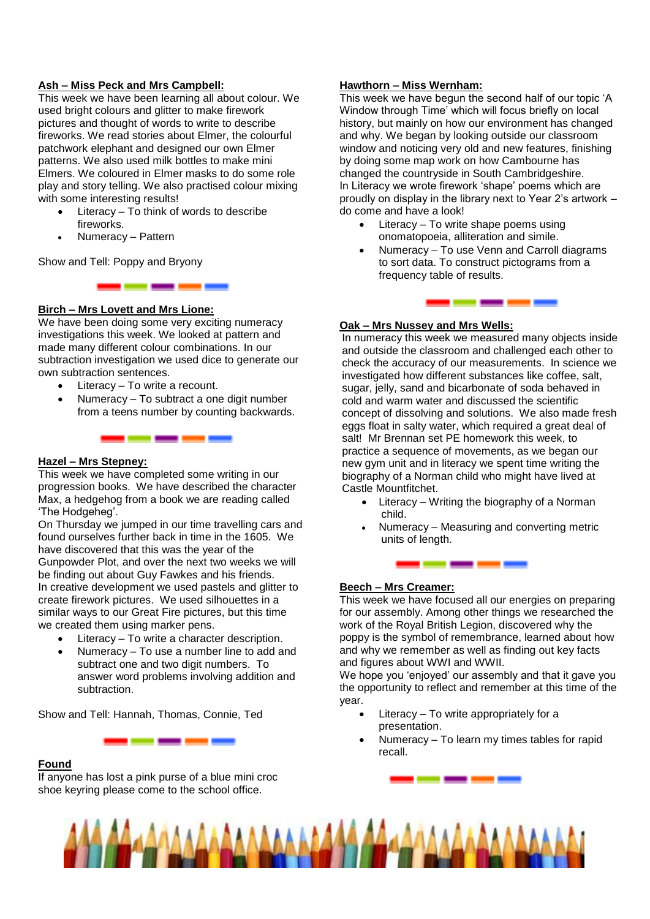**Ash – Miss Peck and Mrs Campbell:**

This week we have been learning all about colour. We used bright colours and glitter to make firework pictures and thought of words to write to describe fireworks. We read stories about Elmer, the colourful patchwork elephant and designed our own Elmer patterns. We also used milk bottles to make mini Elmers. We coloured in Elmer masks to do some role play and story telling. We also practised colour mixing with some interesting results!

- Literacy – To think of words to describe fireworks.
- Numeracy – Pattern

Show and Tell: Poppy and Bryony

**Birch – Mrs Lovett and Mrs Lione:**

We have been doing some very exciting numeracy investigations this week. We looked at pattern and made many different colour combinations. In our subtraction investigation we used dice to generate our own subtraction sentences.

- Literacy – To write a recount.
- Numeracy – To subtract a one digit number from a teens number by counting backwards.

**Hazel – Mrs Stepney:**

This week we have completed some writing in our progression books. We have described the character Max, a hedgehog from a book we are reading called 'The Hodgeheg'.

On Thursday we jumped in our time travelling cars and found ourselves further back in time in the 1605. We have discovered that this was the year of the Gunpowder Plot, and over the next two weeks we will be finding out about Guy Fawkes and his friends.

In creative development we used pastels and glitter to create firework pictures. We used silhouettes in a similar ways to our Great Fire pictures, but this time we created them using marker pens.

- Literacy – To write a character description.
- Numeracy – To use a number line to add and subtract one and two digit numbers. To answer word problems involving addition and subtraction.

Show and Tell: Hannah, Thomas, Connie, Ted

**Found**

If anyone has lost a pink purse of a blue mini croc shoe keyring please come to the school office.

**Hawthorn – Miss Wernham:**

This week we have begun the second half of our topic 'A Window through Time' which will focus briefly on local history, but mainly on how our environment has changed and why. We began by looking outside our classroom window and noticing very old and new features, finishing by doing some map work on how Cambourne has changed the countryside in South Cambridgeshire.

In Literacy we wrote firework 'shape' poems which are proudly on display in the library next to Year 2's artwork – do come and have a look!

- Literacy – To write shape poems using onomatopoeia, alliteration and simile.
- Numeracy – To use Venn and Carroll diagrams to sort data. To construct pictograms from a frequency table of results.

**Oak – Mrs Nussey and Mrs Wells:**

In numeracy this week we measured many objects inside and outside the classroom and challenged each other to check the accuracy of our measurements. In science we investigated how different substances like coffee, salt, sugar, jelly, sand and bicarbonate of soda behaved in cold and warm water and discussed the scientific concept of dissolving and solutions. We also made fresh eggs float in salty water, which required a great deal of salt! Mr Brennan set PE homework this week, to practice a sequence of movements, as we began our new gym unit and in literacy we spent time writing the biography of a Norman child who might have lived at Castle Mountfitchet.

- Literacy – Writing the biography of a Norman child.
- Numeracy – Measuring and converting metric units of length.

**Beech – Mrs Creamer:**

This week we have focused all our energies on preparing for our assembly. Among other things we researched the work of the Royal British Legion, discovered why the poppy is the symbol of remembrance, learned about how and why we remember as well as finding out key facts and figures about WWI and WWII.

We hope you 'enjoyed' our assembly and that it gave you the opportunity to reflect and remember at this time of the year.

- Literacy – To write appropriately for a presentation.
- Numeracy – To learn my times tables for rapid recall.